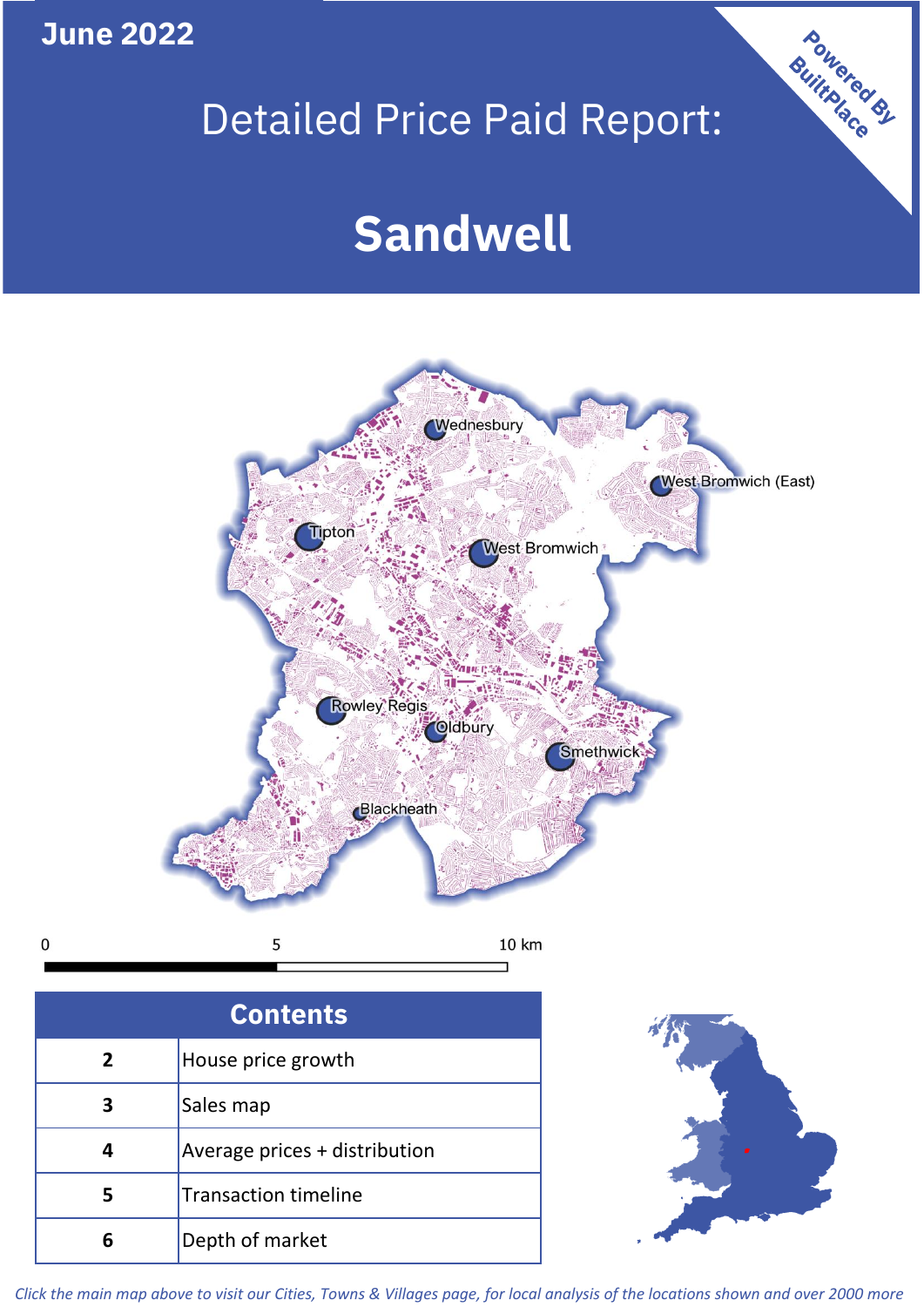June 2022

# Detailed Price Paid Report:

# Sandwell

Powered By BuiltPlace

| Contents | |
|---|---|
| 2 | House price growth |
| 3 | Sales map |
| 4 | Average prices + distribution |
| 5 | Transaction timeline |
| 6 | Depth of market |

*Click the main map above to visit our Cities, Towns & Villages page, for local analysis of the locations shown and over 2000 more*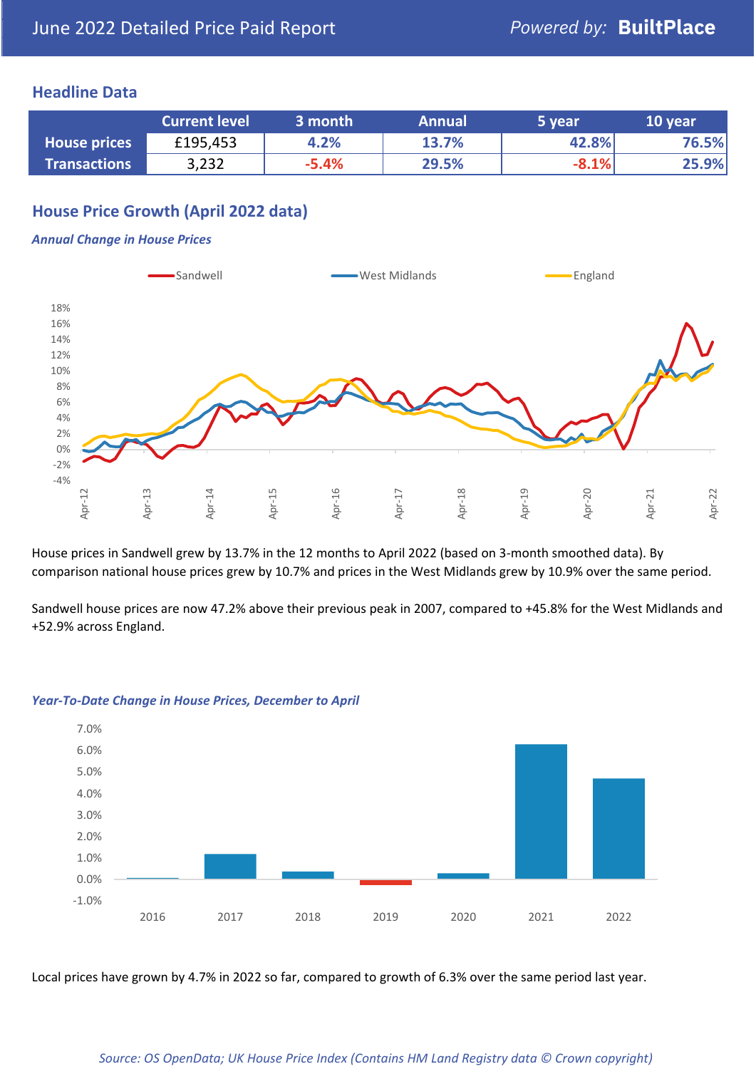June 2022 Detailed Price Paid Report — *Powered by:* **BuiltPlace**

## Headline Data

| | Current level | 3 month | Annual | 5 year | 10 year |
|---|---|---|---|---|---|
| **House prices** | £195,453 | 4.2% | 13.7% | 42.8% | 76.5% |
| **Transactions** | 3,232 | -5.4% | 29.5% | -8.1% | 25.9% |

## House Price Growth (April 2022 data)

***Annual Change in House Prices***

House prices in Sandwell grew by 13.7% in the 12 months to April 2022 (based on 3-month smoothed data). By comparison national house prices grew by 10.7% and prices in the West Midlands grew by 10.9% over the same period.

Sandwell house prices are now 47.2% above their previous peak in 2007, compared to +45.8% for the West Midlands and +52.9% across England.

***Year-To-Date Change in House Prices, December to April***

Local prices have grown by 4.7% in 2022 so far, compared to growth of 6.3% over the same period last year.

*Source: OS OpenData; UK House Price Index (Contains HM Land Registry data © Crown copyright)*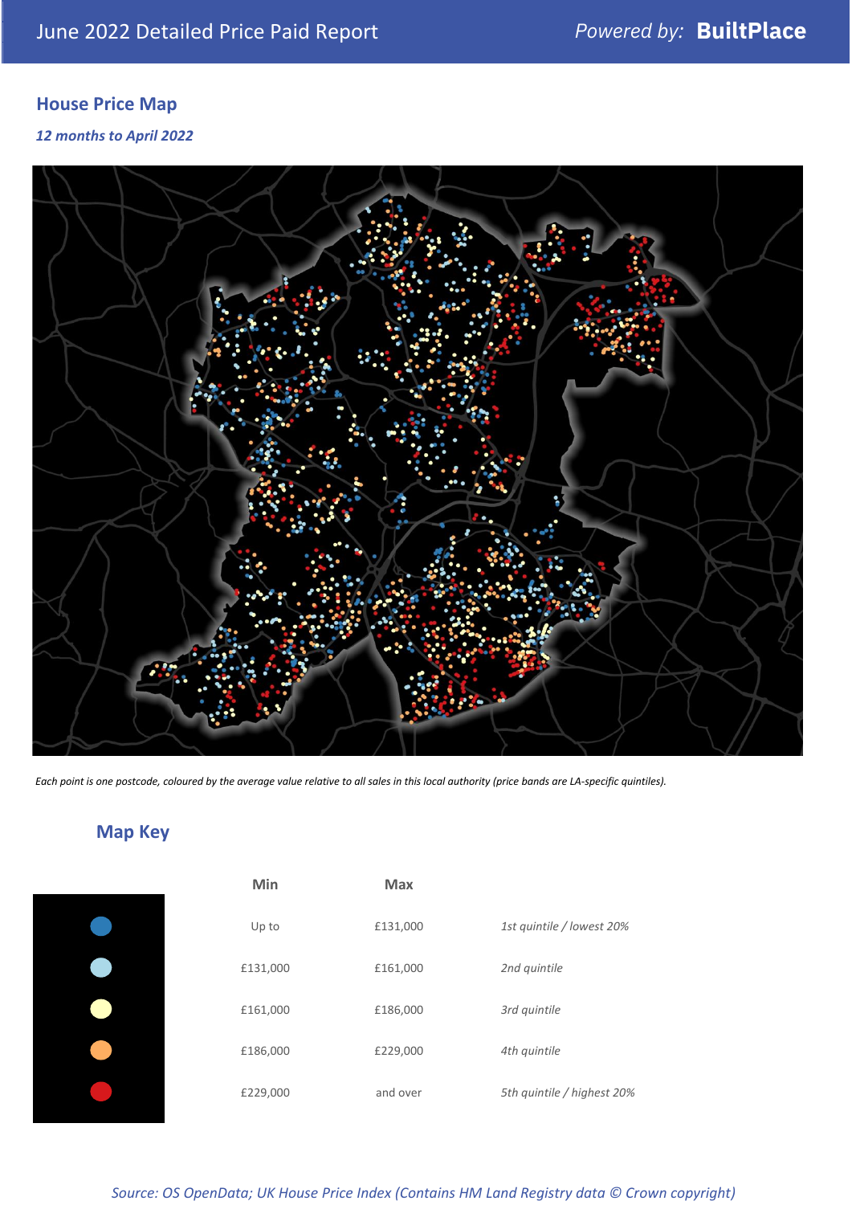June 2022 Detailed Price Paid Report

Powered by: **BuiltPlace**

## House Price Map

*12 months to April 2022*

*Each point is one postcode, coloured by the average value relative to all sales in this local authority (price bands are LA-specific quintiles).*

## Map Key

| | Min | Max | |
|---|---|---|---|
| Dark blue | Up to | £131,000 | *1st quintile / lowest 20%* |
| Light blue | £131,000 | £161,000 | *2nd quintile* |
| Pale yellow | £161,000 | £186,000 | *3rd quintile* |
| Orange | £186,000 | £229,000 | *4th quintile* |
| Red | £229,000 | and over | *5th quintile / highest 20%* |

*Source: OS OpenData; UK House Price Index (Contains HM Land Registry data © Crown copyright)*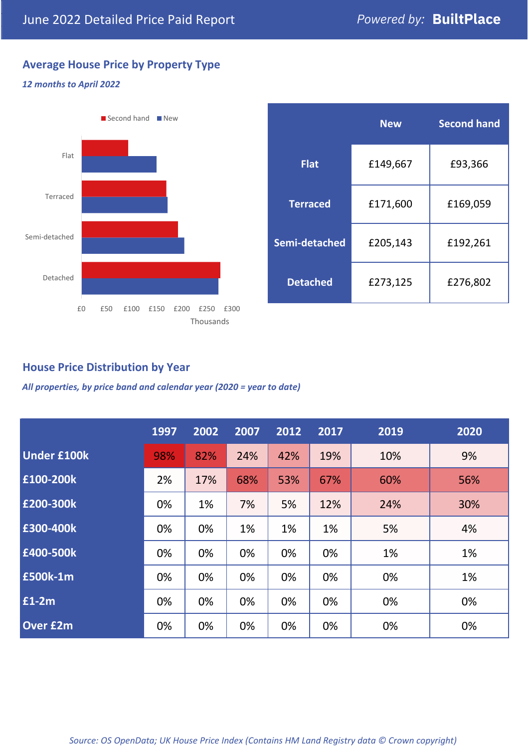June 2022 Detailed Price Paid Report

*Powered by:* **BuiltPlace**

## Average House Price by Property Type

***12 months to April 2022***

|  | New | Second hand |
| --- | --- | --- |
| **Flat** | £149,667 | £93,366 |
| **Terraced** | £171,600 | £169,059 |
| **Semi-detached** | £205,143 | £192,261 |
| **Detached** | £273,125 | £276,802 |

## House Price Distribution by Year

***All properties, by price band and calendar year (2020 = year to date)***

|  | 1997 | 2002 | 2007 | 2012 | 2017 | 2019 | 2020 |
| --- | --- | --- | --- | --- | --- | --- | --- |
| **Under £100k** | 98% | 82% | 24% | 42% | 19% | 10% | 9% |
| **£100-200k** | 2% | 17% | 68% | 53% | 67% | 60% | 56% |
| **£200-300k** | 0% | 1% | 7% | 5% | 12% | 24% | 30% |
| **£300-400k** | 0% | 0% | 1% | 1% | 1% | 5% | 4% |
| **£400-500k** | 0% | 0% | 0% | 0% | 0% | 1% | 1% |
| **£500k-1m** | 0% | 0% | 0% | 0% | 0% | 0% | 1% |
| **£1-2m** | 0% | 0% | 0% | 0% | 0% | 0% | 0% |
| **Over £2m** | 0% | 0% | 0% | 0% | 0% | 0% | 0% |

*Source: OS OpenData; UK House Price Index (Contains HM Land Registry data © Crown copyright)*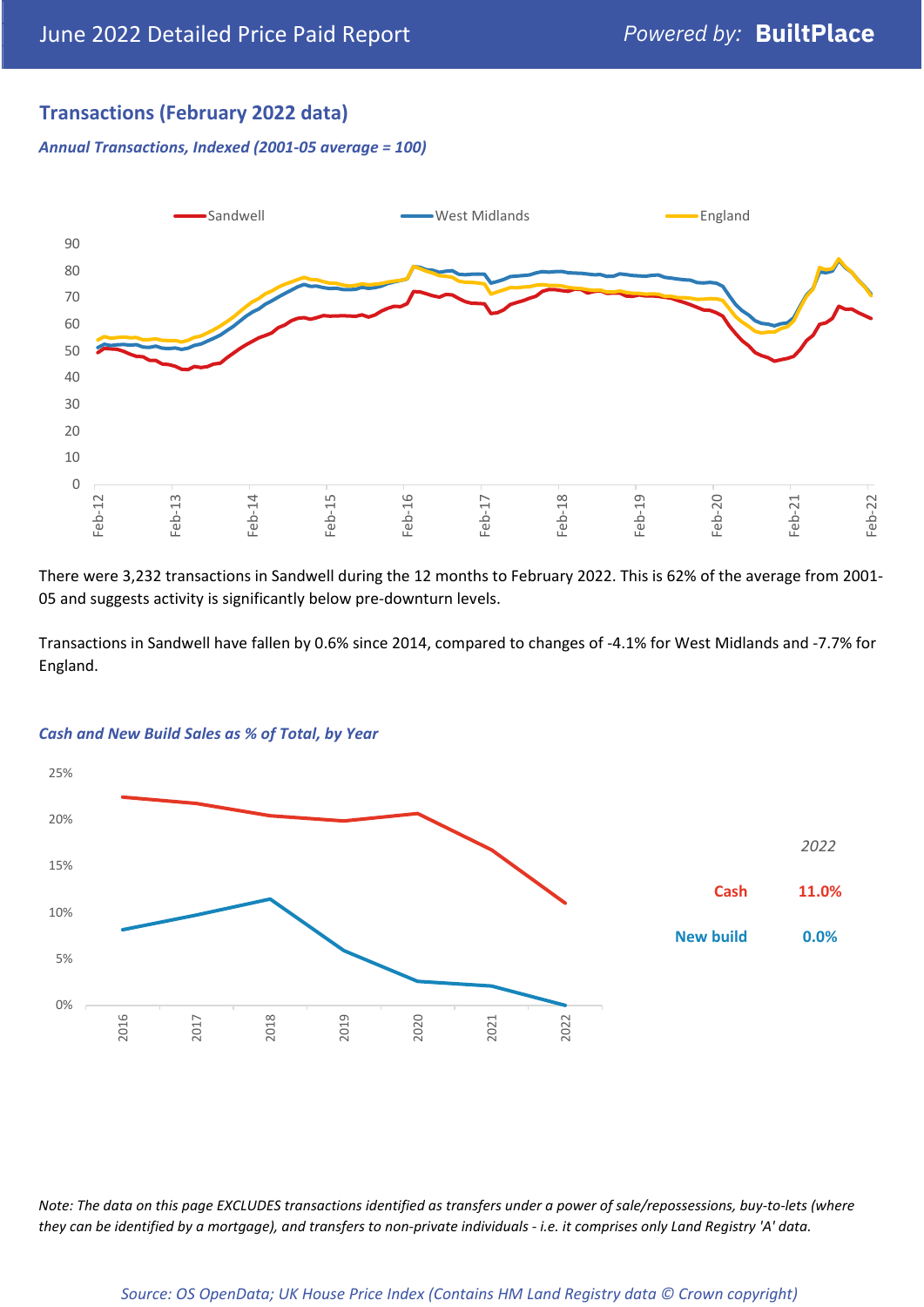## Transactions (February 2022 data)

*Annual Transactions, Indexed (2001-05 average = 100)*

There were 3,232 transactions in Sandwell during the 12 months to February 2022. This is 62% of the average from 2001-05 and suggests activity is significantly below pre-downturn levels.

Transactions in Sandwell have fallen by 0.6% since 2014, compared to changes of -4.1% for West Midlands and -7.7% for England.

*Cash and New Build Sales as % of Total, by Year*

| 2022 | |
|---|---|
| Cash | 11.0% |
| New build | 0.0% |

*Note: The data on this page EXCLUDES transactions identified as transfers under a power of sale/repossessions, buy-to-lets (where they can be identified by a mortgage), and transfers to non-private individuals - i.e. it comprises only Land Registry 'A' data.*

*Source: OS OpenData; UK House Price Index (Contains HM Land Registry data © Crown copyright)*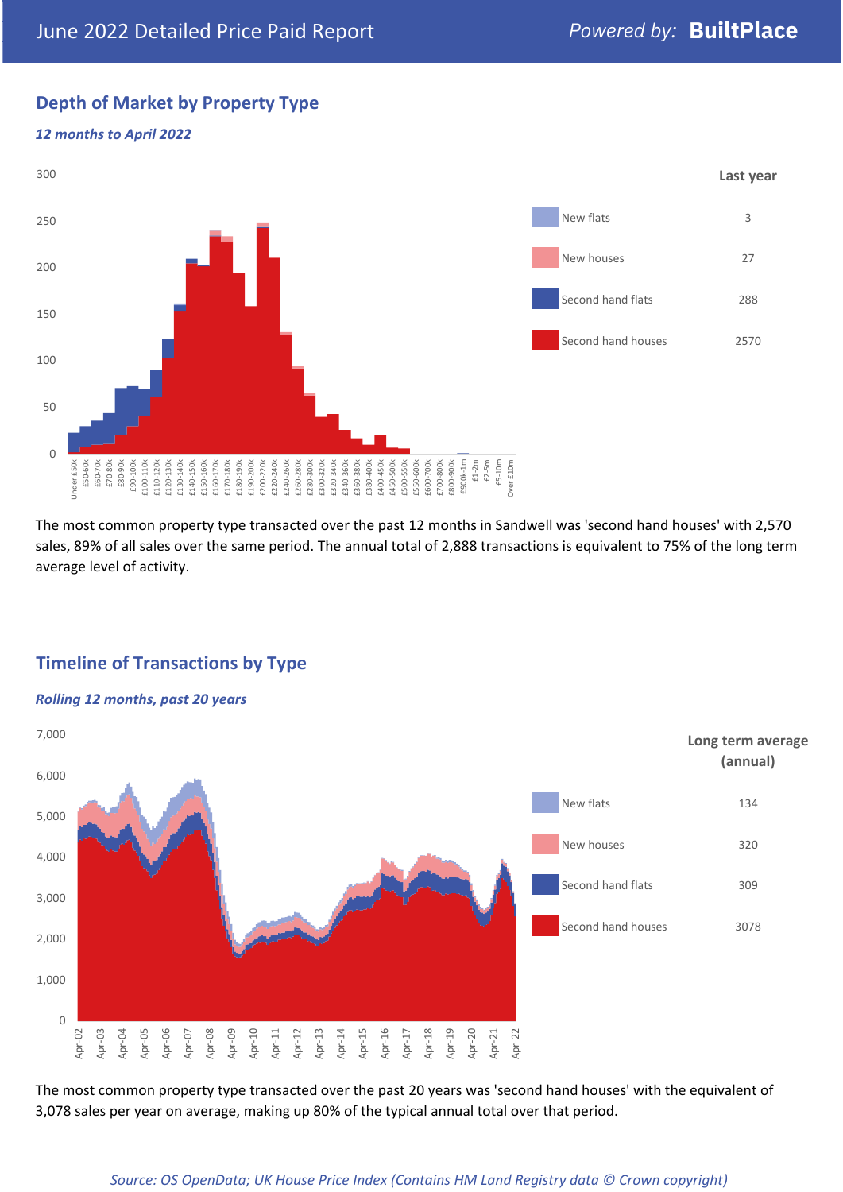June 2022 Detailed Price Paid Report

*Powered by:* **BuiltPlace**

## Depth of Market by Property Type

***12 months to April 2022***

300
250
200
150
100
50
0

Under £50k, £50-60k, £60-70k, £70-80k, £80-90k, £90-100k, £100-110k, £110-120k, £120-130k, £130-140k, £140-150k, £150-160k, £160-170k, £170-180k, £180-190k, £190-200k, £200-220k, £220-240k, £240-260k, £260-280k, £280-300k, £300-320k, £320-340k, £340-360k, £360-380k, £380-400k, £400-450k, £450-500k, £500-550k, £550-600k, £600-700k, £700-800k, £800-900k, £900k-1m, £1-2m, £2-5m, £5-10m, Over £10m

**Last year**

New flats 3

New houses 27

Second hand flats 288

Second hand houses 2570

The most common property type transacted over the past 12 months in Sandwell was 'second hand houses' with 2,570 sales, 89% of all sales over the same period. The annual total of 2,888 transactions is equivalent to 75% of the long term average level of activity.

## Timeline of Transactions by Type

***Rolling 12 months, past 20 years***

7,000
6,000
5,000
4,000
3,000
2,000
1,000
0

Apr-02, Apr-03, Apr-04, Apr-05, Apr-06, Apr-07, Apr-08, Apr-09, Apr-10, Apr-11, Apr-12, Apr-13, Apr-14, Apr-15, Apr-16, Apr-17, Apr-18, Apr-19, Apr-20, Apr-21, Apr-22

**Long term average (annual)**

New flats 134

New houses 320

Second hand flats 309

Second hand houses 3078

The most common property type transacted over the past 20 years was 'second hand houses' with the equivalent of 3,078 sales per year on average, making up 80% of the typical annual total over that period.

*Source: OS OpenData; UK House Price Index (Contains HM Land Registry data © Crown copyright)*